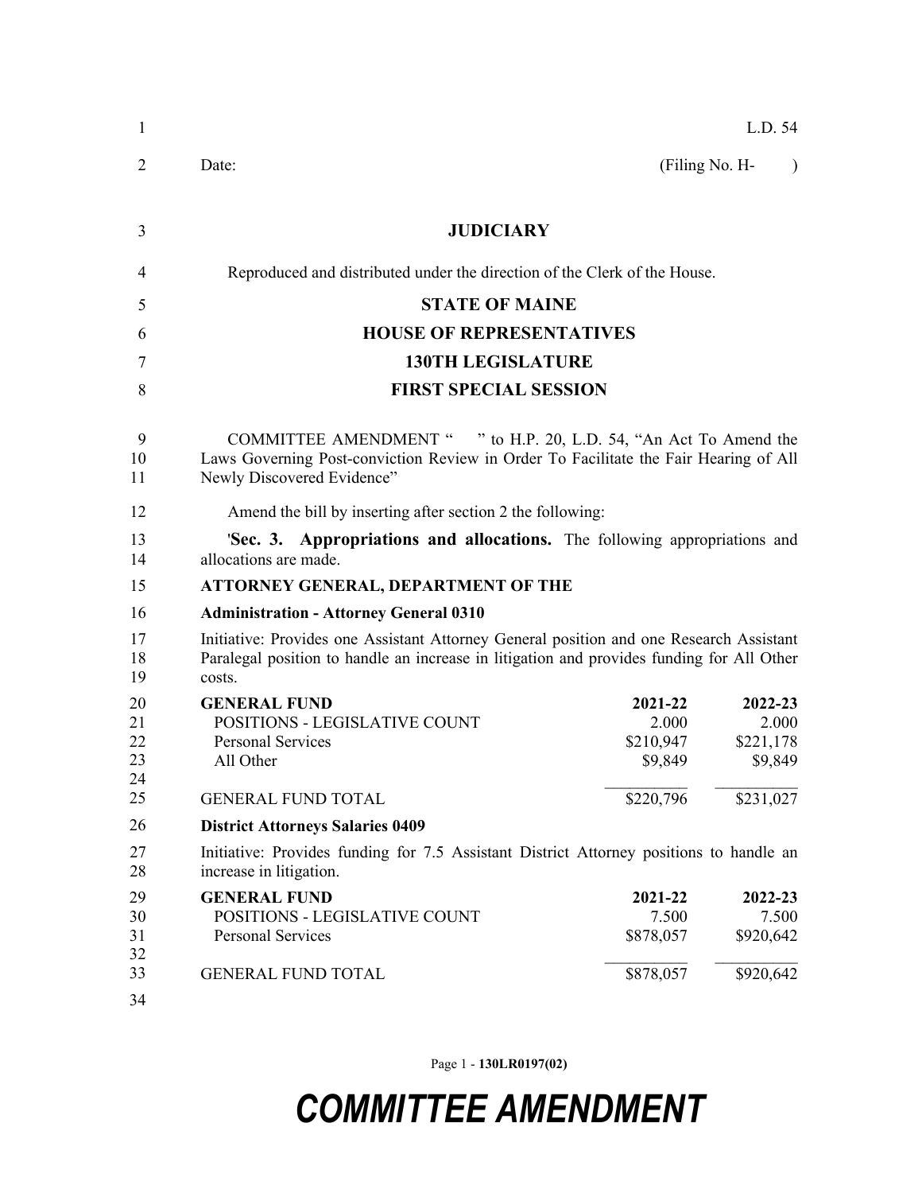L.D. 54

Date: (Filing No. H- )

# JUDICIARY

Reproduced and distributed under the direction of the Clerk of the House.

## STATE OF MAINE
## HOUSE OF REPRESENTATIVES
## 130TH LEGISLATURE
## FIRST SPECIAL SESSION

COMMITTEE AMENDMENT " " to H.P. 20, L.D. 54, "An Act To Amend the Laws Governing Post-conviction Review in Order To Facilitate the Fair Hearing of All Newly Discovered Evidence"

Amend the bill by inserting after section 2 the following:

'**Sec. 3. Appropriations and allocations.** The following appropriations and allocations are made.

**ATTORNEY GENERAL, DEPARTMENT OF THE**

**Administration - Attorney General 0310**

Initiative: Provides one Assistant Attorney General position and one Research Assistant Paralegal position to handle an increase in litigation and provides funding for All Other costs.

| **GENERAL FUND** | **2021-22** | **2022-23** |
|---|---|---|
| POSITIONS - LEGISLATIVE COUNT | 2.000 | 2.000 |
| Personal Services | $210,947 | $221,178 |
| All Other | $9,849 | $9,849 |
| GENERAL FUND TOTAL | $220,796 | $231,027 |

**District Attorneys Salaries 0409**

Initiative: Provides funding for 7.5 Assistant District Attorney positions to handle an increase in litigation.

| **GENERAL FUND** | **2021-22** | **2022-23** |
|---|---|---|
| POSITIONS - LEGISLATIVE COUNT | 7.500 | 7.500 |
| Personal Services | $878,057 | $920,642 |
| GENERAL FUND TOTAL | $878,057 | $920,642 |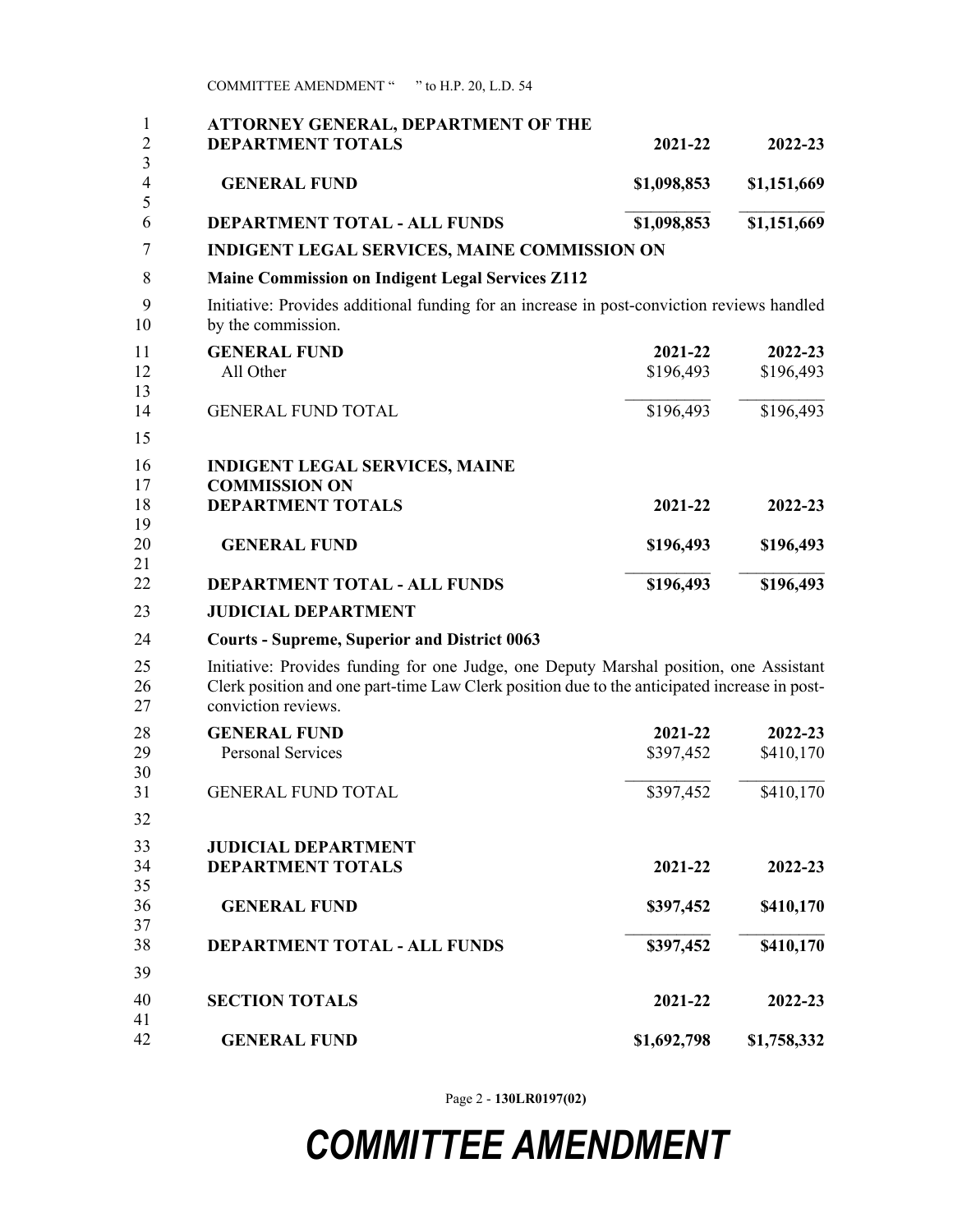**ATTORNEY GENERAL, DEPARTMENT OF THE**

| DEPARTMENT TOTALS | 2021-22 | 2022-23 |
|---|---|---|
| **GENERAL FUND** | **$1,098,853** | **$1,151,669** |
| **DEPARTMENT TOTAL - ALL FUNDS** | **$1,098,853** | **$1,151,669** |

**INDIGENT LEGAL SERVICES, MAINE COMMISSION ON**

**Maine Commission on Indigent Legal Services Z112**

Initiative: Provides additional funding for an increase in post-conviction reviews handled by the commission.

| GENERAL FUND | 2021-22 | 2022-23 |
|---|---|---|
| All Other | $196,493 | $196,493 |
| GENERAL FUND TOTAL | $196,493 | $196,493 |

**INDIGENT LEGAL SERVICES, MAINE COMMISSION ON**

| DEPARTMENT TOTALS | 2021-22 | 2022-23 |
|---|---|---|
| **GENERAL FUND** | **$196,493** | **$196,493** |
| **DEPARTMENT TOTAL - ALL FUNDS** | **$196,493** | **$196,493** |

**JUDICIAL DEPARTMENT**

**Courts - Supreme, Superior and District 0063**

Initiative: Provides funding for one Judge, one Deputy Marshal position, one Assistant Clerk position and one part-time Law Clerk position due to the anticipated increase in post-conviction reviews.

| GENERAL FUND | 2021-22 | 2022-23 |
|---|---|---|
| Personal Services | $397,452 | $410,170 |
| GENERAL FUND TOTAL | $397,452 | $410,170 |

**JUDICIAL DEPARTMENT**

| DEPARTMENT TOTALS | 2021-22 | 2022-23 |
|---|---|---|
| **GENERAL FUND** | **$397,452** | **$410,170** |
| **DEPARTMENT TOTAL - ALL FUNDS** | **$397,452** | **$410,170** |

| SECTION TOTALS | 2021-22 | 2022-23 |
|---|---|---|
| **GENERAL FUND** | **$1,692,798** | **$1,758,332** |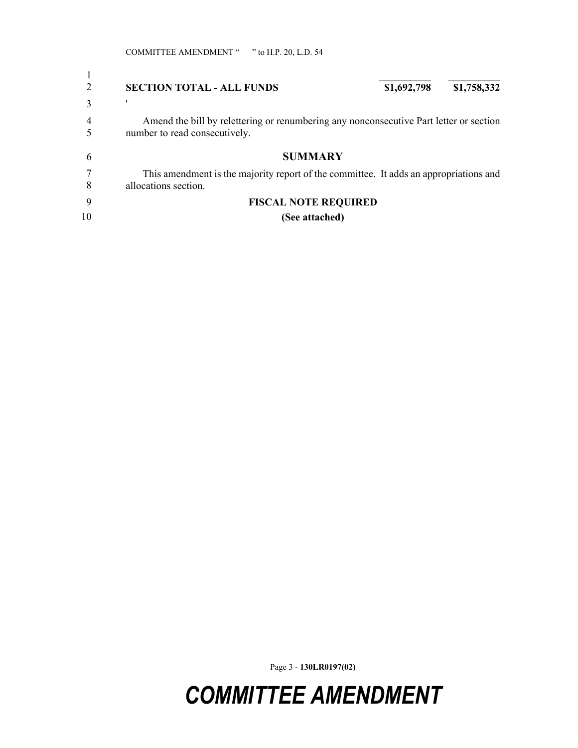| | | |
|---|---|---|
| **SECTION TOTAL - ALL FUNDS** | **$1,692,798** | **$1,758,332** |

'

Amend the bill by relettering or renumbering any nonconsecutive Part letter or section number to read consecutively.

## SUMMARY

This amendment is the majority report of the committee. It adds an appropriations and allocations section.

**FISCAL NOTE REQUIRED**

**(See attached)**